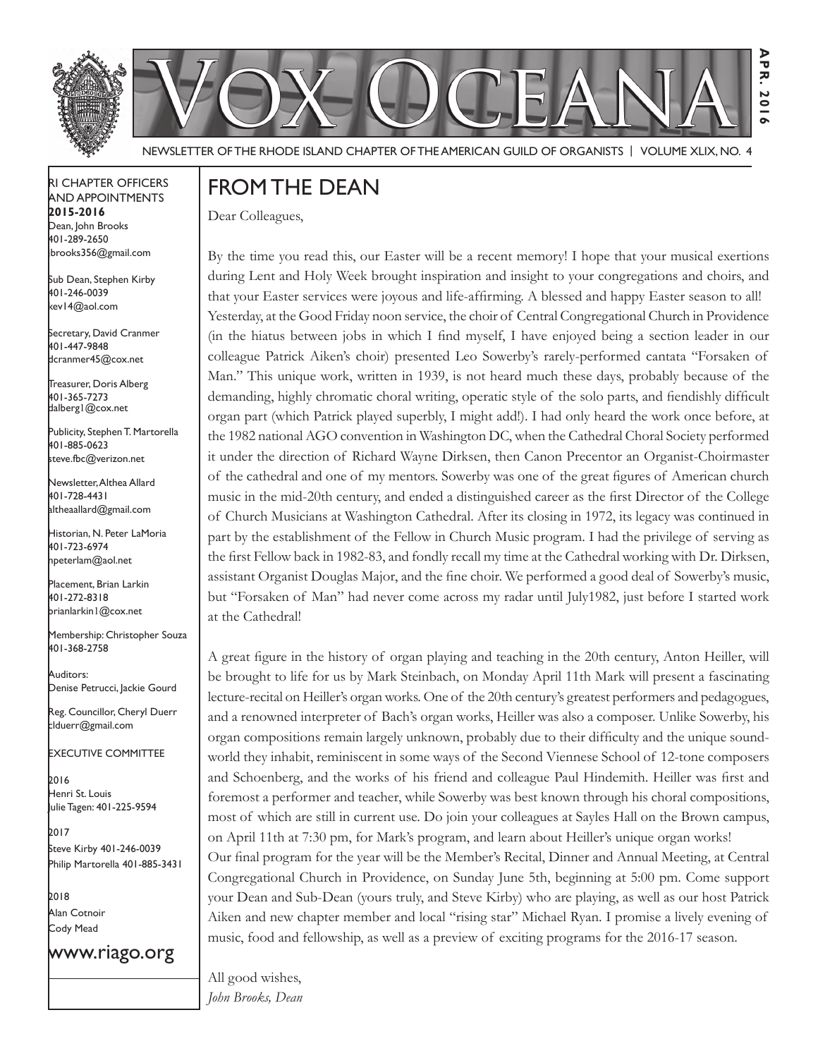# Vox Oceana

NEWSLETTER OF THE RHODE ISLAND CHAPTER OF THE AMERICAN GUILD OF ORGANISTS | VOLUME XLIX, NO. 4

APR. 2016

RI CHAPTER OFFICERS AND APPOINTMENTS
**2015-2016**

Dean, John Brooks
401-289-2650
jbrooks356@gmail.com

Sub Dean, Stephen Kirby
401-246-0039
kev14@aol.com

Secretary, David Cranmer
401-447-9848
dcranmer45@cox.net

Treasurer, Doris Alberg
401-365-7273
dalberg1@cox.net

Publicity, Stephen T. Martorella
401-885-0623
steve.fbc@verizon.net

Newsletter, Althea Allard
401-728-4431
altheaallard@gmail.com

Historian, N. Peter LaMoria
401-723-6974
npeterlam@aol.net

Placement, Brian Larkin
401-272-8318
brianlarkin1@cox.net

Membership: Christopher Souza
401-368-2758

Auditors:
Denise Petrucci, Jackie Gourd

Reg. Councillor, Cheryl Duerr
clduerr@gmail.com

EXECUTIVE COMMITTEE

2016
Henri St. Louis
Julie Tagen: 401-225-9594

2017
Steve Kirby 401-246-0039
Philip Martorella 401-885-3431

2018
Alan Cotnoir
Cody Mead

www.riago.org

## FROM THE DEAN

Dear Colleagues,

By the time you read this, our Easter will be a recent memory! I hope that your musical exertions during Lent and Holy Week brought inspiration and insight to your congregations and choirs, and that your Easter services were joyous and life-affirming. A blessed and happy Easter season to all!
Yesterday, at the Good Friday noon service, the choir of Central Congregational Church in Providence (in the hiatus between jobs in which I find myself, I have enjoyed being a section leader in our colleague Patrick Aiken's choir) presented Leo Sowerby's rarely-performed cantata "Forsaken of Man." This unique work, written in 1939, is not heard much these days, probably because of the demanding, highly chromatic choral writing, operatic style of the solo parts, and fiendishly difficult organ part (which Patrick played superbly, I might add!). I had only heard the work once before, at the 1982 national AGO convention in Washington DC, when the Cathedral Choral Society performed it under the direction of Richard Wayne Dirksen, then Canon Precentor an Organist-Choirmaster of the cathedral and one of my mentors. Sowerby was one of the great figures of American church music in the mid-20th century, and ended a distinguished career as the first Director of the College of Church Musicians at Washington Cathedral. After its closing in 1972, its legacy was continued in part by the establishment of the Fellow in Church Music program. I had the privilege of serving as the first Fellow back in 1982-83, and fondly recall my time at the Cathedral working with Dr. Dirksen, assistant Organist Douglas Major, and the fine choir. We performed a good deal of Sowerby's music, but "Forsaken of Man" had never come across my radar until July1982, just before I started work at the Cathedral!

A great figure in the history of organ playing and teaching in the 20th century, Anton Heiller, will be brought to life for us by Mark Steinbach, on Monday April 11th Mark will present a fascinating lecture-recital on Heiller's organ works. One of the 20th century's greatest performers and pedagogues, and a renowned interpreter of Bach's organ works, Heiller was also a composer. Unlike Sowerby, his organ compositions remain largely unknown, probably due to their difficulty and the unique sound-world they inhabit, reminiscent in some ways of the Second Viennese School of 12-tone composers and Schoenberg, and the works of his friend and colleague Paul Hindemith. Heiller was first and foremost a performer and teacher, while Sowerby was best known through his choral compositions, most of which are still in current use. Do join your colleagues at Sayles Hall on the Brown campus, on April 11th at 7:30 pm, for Mark's program, and learn about Heiller's unique organ works!
Our final program for the year will be the Member's Recital, Dinner and Annual Meeting, at Central Congregational Church in Providence, on Sunday June 5th, beginning at 5:00 pm. Come support your Dean and Sub-Dean (yours truly, and Steve Kirby) who are playing, as well as our host Patrick Aiken and new chapter member and local "rising star" Michael Ryan. I promise a lively evening of music, food and fellowship, as well as a preview of exciting programs for the 2016-17 season.

All good wishes,
*John Brooks, Dean*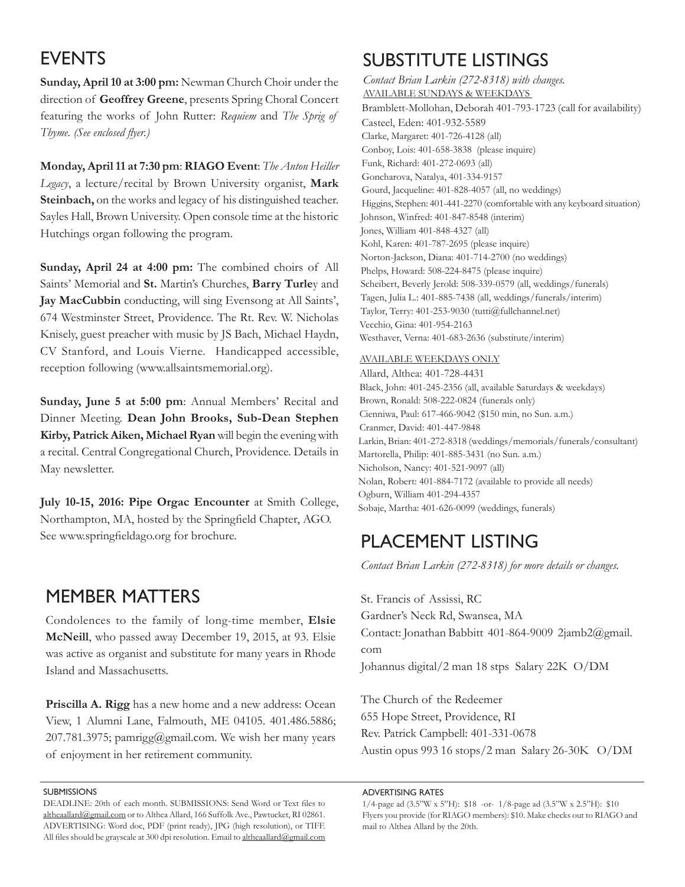## EVENTS

**Sunday, April 10 at 3:00 pm:** Newman Church Choir under the direction of **Geoffrey Greene**, presents Spring Choral Concert featuring the works of John Rutter: *Requiem* and *The Sprig of Thyme. (See enclosed flyer.)*

**Monday, April 11 at 7:30 pm**: **RIAGO Event**: *The Anton Heiller Legacy*, a lecture/recital by Brown University organist, **Mark Steinbach,** on the works and legacy of his distinguished teacher. Sayles Hall, Brown University. Open console time at the historic Hutchings organ following the program.

**Sunday, April 24 at 4:00 pm:** The combined choirs of All Saints' Memorial and **St.** Martin's Churches, **Barry Turle**y and **Jay MacCubbin** conducting, will sing Evensong at All Saints', 674 Westminster Street, Providence. The Rt. Rev. W. Nicholas Knisely, guest preacher with music by JS Bach, Michael Haydn, CV Stanford, and Louis Vierne. Handicapped accessible, reception following (www.allsaintsmemorial.org).

**Sunday, June 5 at 5:00 pm**: Annual Members' Recital and Dinner Meeting. **Dean John Brooks, Sub-Dean Stephen Kirby, Patrick Aiken, Michael Ryan** will begin the evening with a recital. Central Congregational Church, Providence. Details in May newsletter.

**July 10-15, 2016: Pipe Orgac Encounter** at Smith College, Northampton, MA, hosted by the Springfield Chapter, AGO. See www.springfieldago.org for brochure.

## MEMBER MATTERS

Condolences to the family of long-time member, **Elsie McNeill**, who passed away December 19, 2015, at 93. Elsie was active as organist and substitute for many years in Rhode Island and Massachusetts.

**Priscilla A. Rigg** has a new home and a new address: Ocean View, 1 Alumni Lane, Falmouth, ME 04105. 401.486.5886; 207.781.3975; pamrigg@gmail.com. We wish her many years of enjoyment in her retirement community.

## SUBSTITUTE LISTINGS

*Contact Brian Larkin (272-8318) with changes.*

AVAILABLE SUNDAYS & WEEKDAYS

Bramblett-Mollohan, Deborah 401-793-1723 (call for availability)
Casteel, Eden: 401-932-5589
Clarke, Margaret: 401-726-4128 (all)
Conboy, Lois: 401-658-3838 (please inquire)
Funk, Richard: 401-272-0693 (all)
Goncharova, Natalya, 401-334-9157
Gourd, Jacqueline: 401-828-4057 (all, no weddings)
Higgins, Stephen: 401-441-2270 (comfortable with any keyboard situation)
Johnson, Winfred: 401-847-8548 (interim)
Jones, William 401-848-4327 (all)
Kohl, Karen: 401-787-2695 (please inquire)
Norton-Jackson, Diana: 401-714-2700 (no weddings)
Phelps, Howard: 508-224-8475 (please inquire)
Scheibert, Beverly Jerold: 508-339-0579 (all, weddings/funerals)
Tagen, Julia L.: 401-885-7438 (all, weddings/funerals/interim)
Taylor, Terry: 401-253-9030 (tutti@fullchannel.net)
Vecchio, Gina: 401-954-2163
Westhaver, Verna: 401-683-2636 (substitute/interim)

AVAILABLE WEEKDAYS ONLY

Allard, Althea: 401-728-4431
Black, John: 401-245-2356 (all, available Saturdays & weekdays)
Brown, Ronald: 508-222-0824 (funerals only)
Cienniwa, Paul: 617-466-9042 ($150 min, no Sun. a.m.)
Cranmer, David: 401-447-9848
Larkin, Brian: 401-272-8318 (weddings/memorials/funerals/consultant)
Martorella, Philip: 401-885-3431 (no Sun. a.m.)
Nicholson, Nancy: 401-521-9097 (all)
Nolan, Robert: 401-884-7172 (available to provide all needs)
Ogburn, William 401-294-4357
Sobaje, Martha: 401-626-0099 (weddings, funerals)

## PLACEMENT LISTING

*Contact Brian Larkin (272-8318) for more details or changes.*

St. Francis of Assissi, RC
Gardner's Neck Rd, Swansea, MA
Contact: Jonathan Babbitt 401-864-9009 2jamb2@gmail.com
Johannus digital/2 man 18 stps Salary 22K O/DM

The Church of the Redeemer
655 Hope Street, Providence, RI
Rev. Patrick Campbell: 401-331-0678
Austin opus 993 16 stops/2 man Salary 26-30K O/DM

---

SUBMISSIONS

DEADLINE: 20th of each month. SUBMISSIONS: Send Word or Text files to altheaallard@gmail.com or to Althea Allard, 166 Suffolk Ave., Pawtucket, RI 02861. ADVERTISING: Word doc, PDF (print ready), JPG (high resolution), or TIFF. All files should be grayscale at 300 dpi resolution. Email to altheaallard@gmail.com

ADVERTISING RATES

1/4-page ad (3.5"W x 5"H): $18 -or- 1/8-page ad (3.5"W x 2.5"H): $10
Flyers you provide (for RIAGO members): $10. Make checks out to RIAGO and mail to Althea Allard by the 20th.